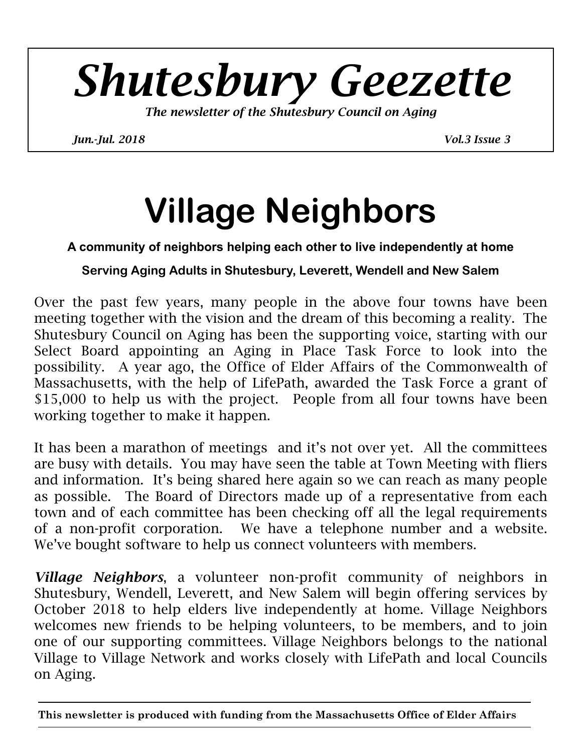# *Shutesbury Geezette*

***The newsletter of the Shutesbury Council on Aging***

***Jun.-Jul. 2018*** ***Vol.3 Issue 3***

# Village Neighbors

**A community of neighbors helping each other to live independently at home**

**Serving Aging Adults in Shutesbury, Leverett, Wendell and New Salem**

Over the past few years, many people in the above four towns have been meeting together with the vision and the dream of this becoming a reality. The Shutesbury Council on Aging has been the supporting voice, starting with our Select Board appointing an Aging in Place Task Force to look into the possibility. A year ago, the Office of Elder Affairs of the Commonwealth of Massachusetts, with the help of LifePath, awarded the Task Force a grant of $15,000 to help us with the project. People from all four towns have been working together to make it happen.

It has been a marathon of meetings and it's not over yet. All the committees are busy with details. You may have seen the table at Town Meeting with fliers and information. It's being shared here again so we can reach as many people as possible. The Board of Directors made up of a representative from each town and of each committee has been checking off all the legal requirements of a non-profit corporation. We have a telephone number and a website. We've bought software to help us connect volunteers with members.

***Village Neighbors***, a volunteer non-profit community of neighbors in Shutesbury, Wendell, Leverett, and New Salem will begin offering services by October 2018 to help elders live independently at home. Village Neighbors welcomes new friends to be helping volunteers, to be members, and to join one of our supporting committees. Village Neighbors belongs to the national Village to Village Network and works closely with LifePath and local Councils on Aging.

**This newsletter is produced with funding from the Massachusetts Office of Elder Affairs**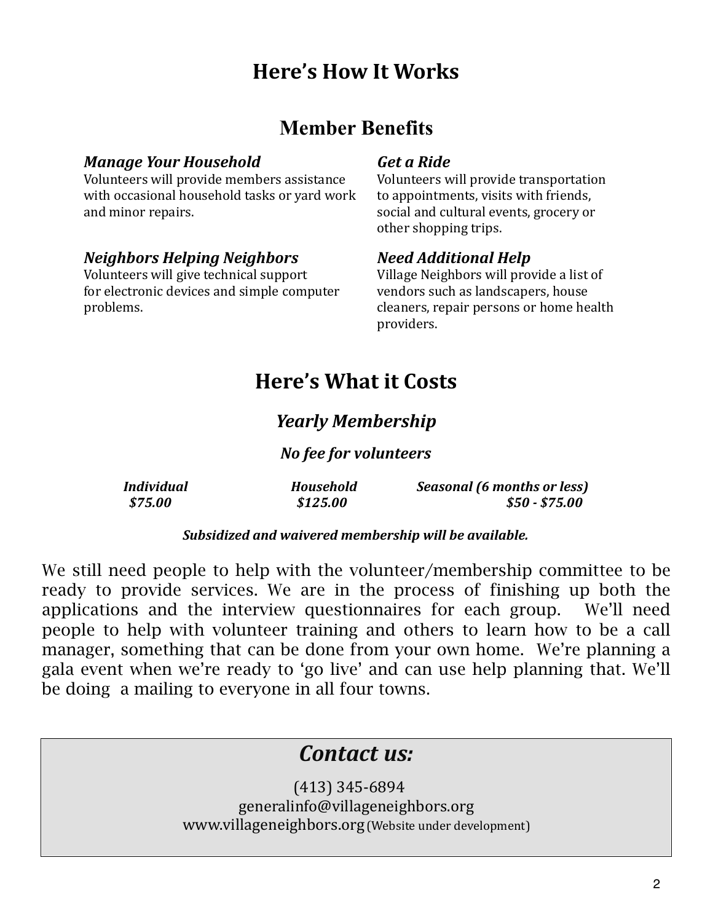# Here's How It Works

## Member Benefits

***Manage Your Household***
Volunteers will provide members assistance with occasional household tasks or yard work and minor repairs.

***Neighbors Helping Neighbors***
Volunteers will give technical support for electronic devices and simple computer problems.

***Get a Ride***
Volunteers will provide transportation to appointments, visits with friends, social and cultural events, grocery or other shopping trips.

***Need Additional Help***
Village Neighbors will provide a list of vendors such as landscapers, house cleaners, repair persons or home health providers.

# Here's What it Costs

### *Yearly Membership*

***No fee for volunteers***

| ***Individual*** | ***Household*** | ***Seasonal (6 months or less)*** |
|---|---|---|
| ***$75.00*** | ***$125.00*** | ***$50 - $75.00*** |

***Subsidized and waivered membership will be available.***

We still need people to help with the volunteer/membership committee to be ready to provide services. We are in the process of finishing up both the applications and the interview questionnaires for each group. We'll need people to help with volunteer training and others to learn how to be a call manager, something that can be done from your own home. We're planning a gala event when we're ready to 'go live' and can use help planning that. We'll be doing a mailing to everyone in all four towns.

## *Contact us:*

(413) 345-6894
generalinfo@villageneighbors.org
www.villageneighbors.org (Website under development)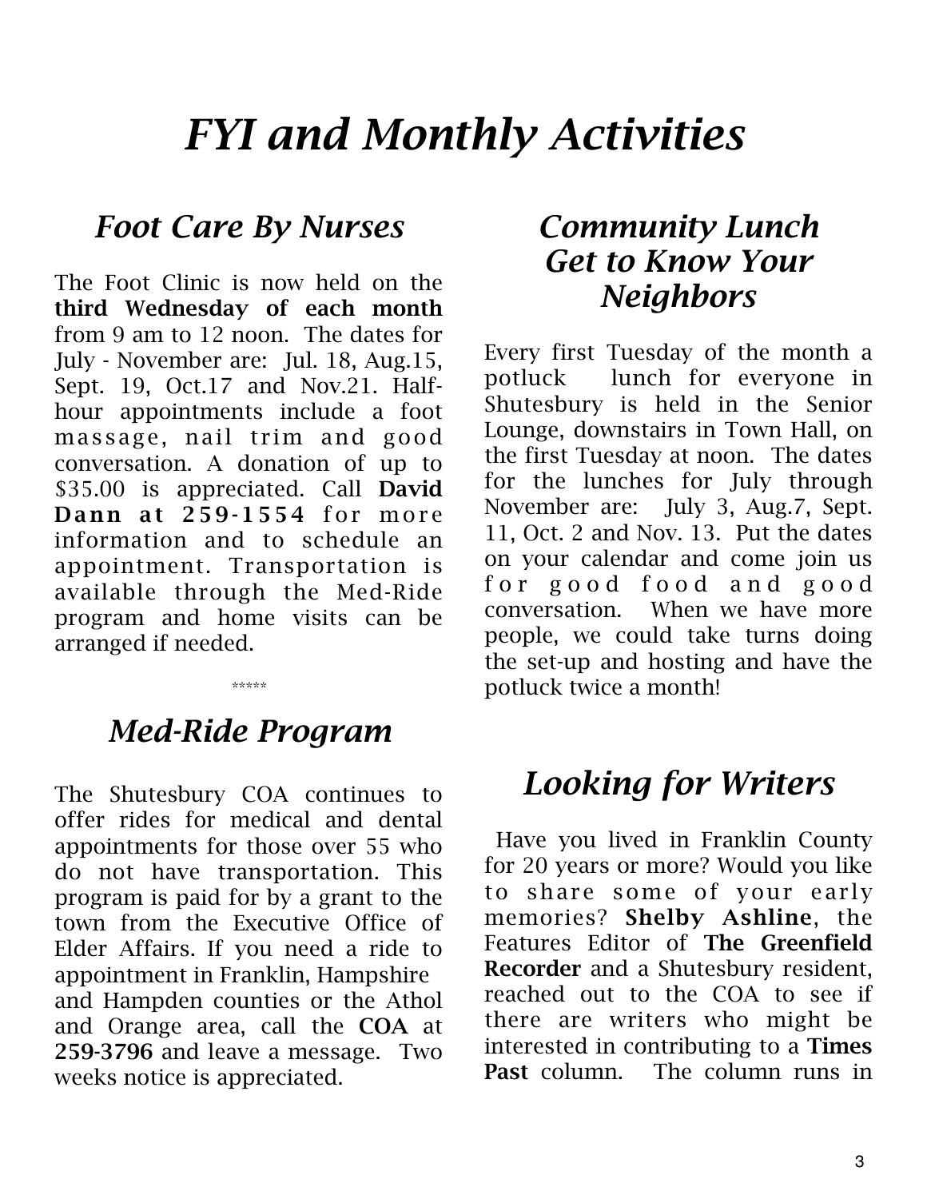# *FYI and Monthly Activities*

## *Foot Care By Nurses*

The Foot Clinic is now held on the **third Wednesday of each month** from 9 am to 12 noon. The dates for July - November are: Jul. 18, Aug.15, Sept. 19, Oct.17 and Nov.21. Half-hour appointments include a foot massage, nail trim and good conversation. A donation of up to $35.00 is appreciated. Call **David Dann at 259-1554** for more information and to schedule an appointment. Transportation is available through the Med-Ride program and home visits can be arranged if needed.

\*\*\*\*\*

## *Med-Ride Program*

The Shutesbury COA continues to offer rides for medical and dental appointments for those over 55 who do not have transportation. This program is paid for by a grant to the town from the Executive Office of Elder Affairs. If you need a ride to appointment in Franklin, Hampshire and Hampden counties or the Athol and Orange area, call the **COA** at **259-3796** and leave a message. Two weeks notice is appreciated.

## *Community Lunch Get to Know Your Neighbors*

Every first Tuesday of the month a potluck lunch for everyone in Shutesbury is held in the Senior Lounge, downstairs in Town Hall, on the first Tuesday at noon. The dates for the lunches for July through November are: July 3, Aug.7, Sept. 11, Oct. 2 and Nov. 13. Put the dates on your calendar and come join us for good food and good conversation. When we have more people, we could take turns doing the set-up and hosting and have the potluck twice a month!

## *Looking for Writers*

Have you lived in Franklin County for 20 years or more? Would you like to share some of your early memories? **Shelby Ashline**, the Features Editor of **The Greenfield Recorder** and a Shutesbury resident, reached out to the COA to see if there are writers who might be interested in contributing to a **Times Past** column. The column runs in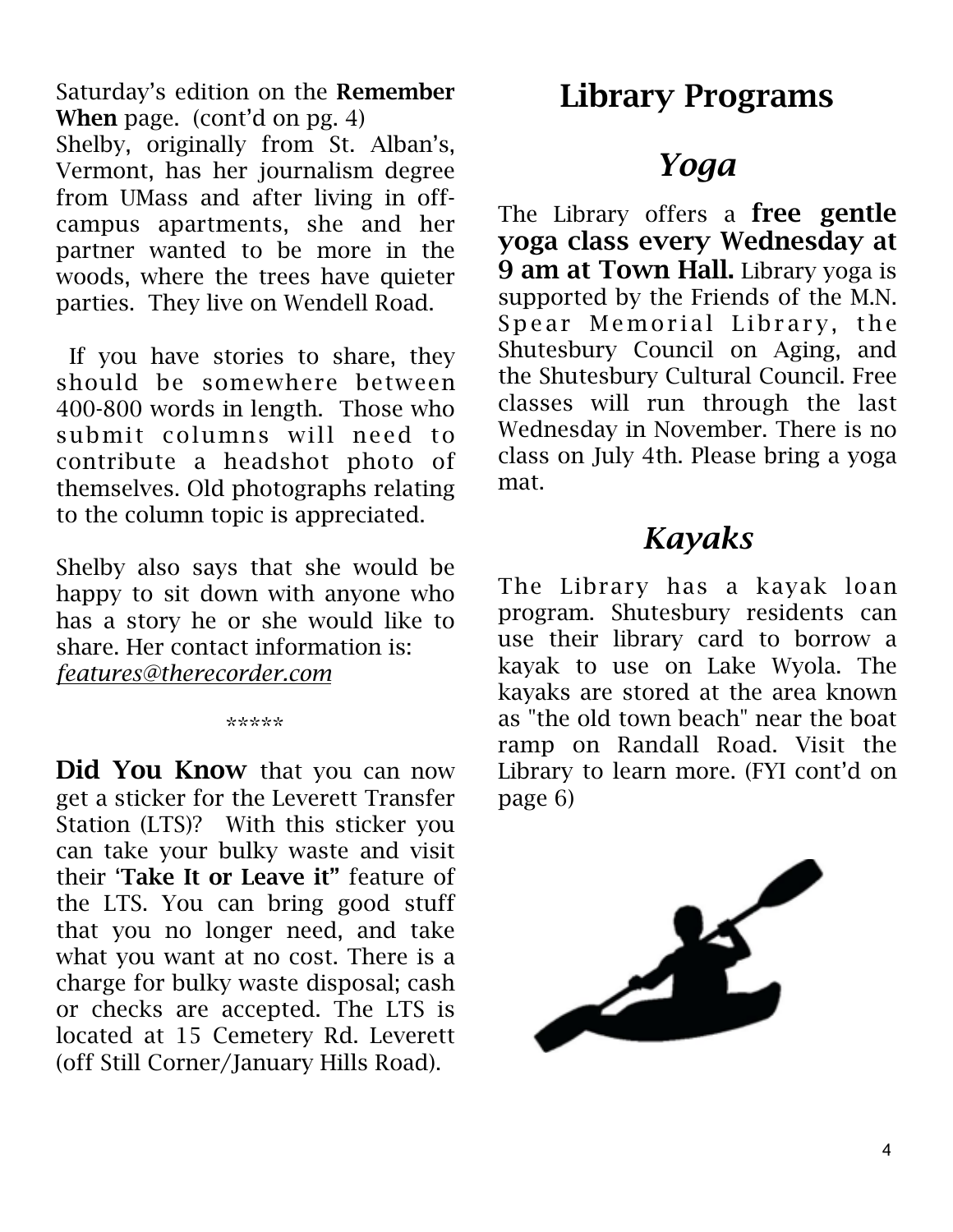Saturday's edition on the **Remember When** page. (cont'd on pg. 4)
Shelby, originally from St. Alban's, Vermont, has her journalism degree from UMass and after living in off-campus apartments, she and her partner wanted to be more in the woods, where the trees have quieter parties. They live on Wendell Road.

If you have stories to share, they should be somewhere between 400-800 words in length. Those who submit columns will need to contribute a headshot photo of themselves. Old photographs relating to the column topic is appreciated.

Shelby also says that she would be happy to sit down with anyone who has a story he or she would like to share. Her contact information is:
*features@therecorder.com*

*****

**Did You Know** that you can now get a sticker for the Leverett Transfer Station (LTS)? With this sticker you can take your bulky waste and visit their **'Take It or Leave it"** feature of the LTS. You can bring good stuff that you no longer need, and take what you want at no cost. There is a charge for bulky waste disposal; cash or checks are accepted. The LTS is located at 15 Cemetery Rd. Leverett (off Still Corner/January Hills Road).

# Library Programs

## *Yoga*

The Library offers a **free gentle yoga class every Wednesday at 9 am at Town Hall.** Library yoga is supported by the Friends of the M.N. Spear Memorial Library, the Shutesbury Council on Aging, and the Shutesbury Cultural Council. Free classes will run through the last Wednesday in November. There is no class on July 4th. Please bring a yoga mat.

## *Kayaks*

The Library has a kayak loan program. Shutesbury residents can use their library card to borrow a kayak to use on Lake Wyola. The kayaks are stored at the area known as "the old town beach" near the boat ramp on Randall Road. Visit the Library to learn more. (FYI cont'd on page 6)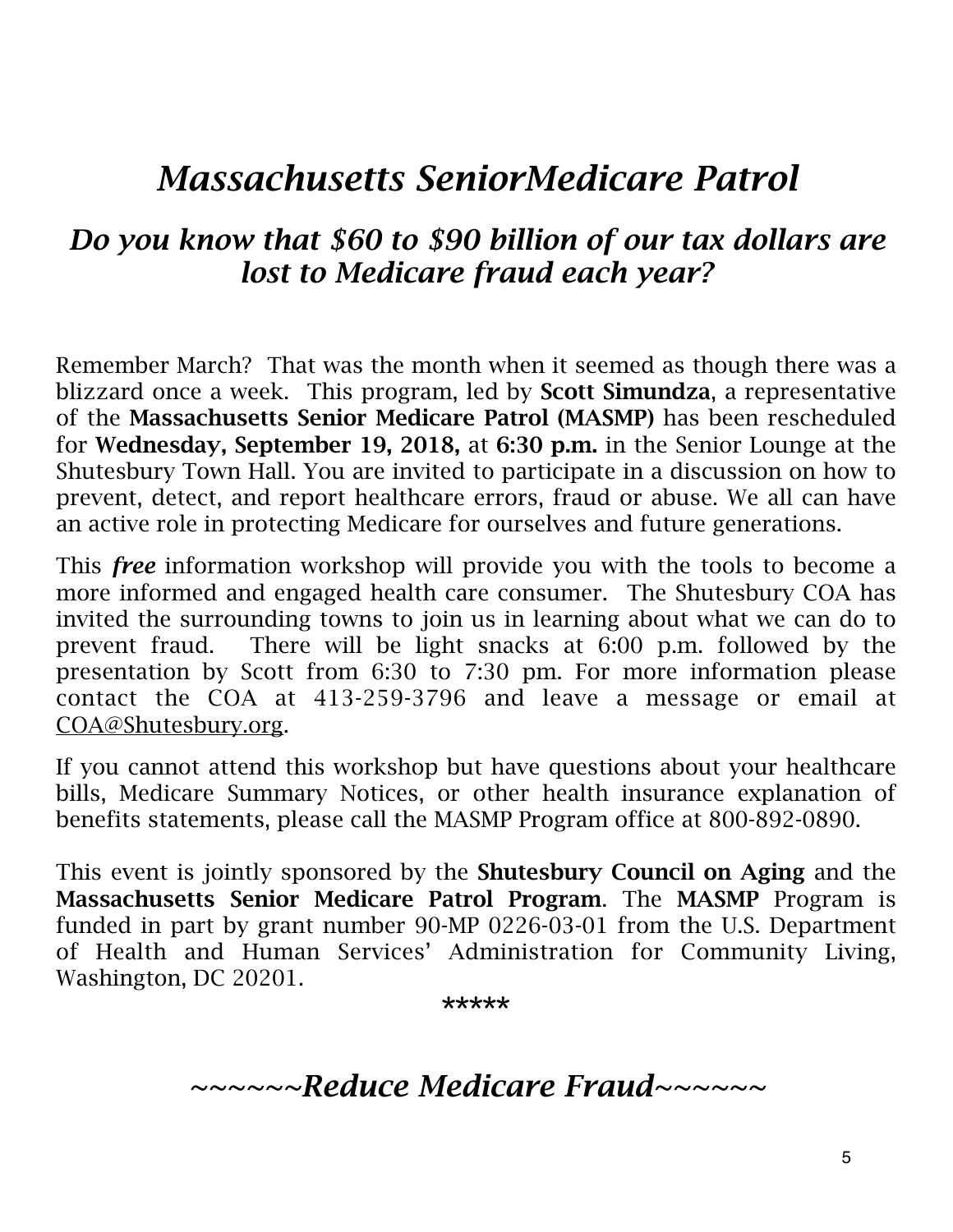# *Massachusetts SeniorMedicare Patrol*

## *Do you know that $60 to $90 billion of our tax dollars are lost to Medicare fraud each year?*

Remember March? That was the month when it seemed as though there was a blizzard once a week. This program, led by **Scott Simundza**, a representative of the **Massachusetts Senior Medicare Patrol (MASMP)** has been rescheduled for **Wednesday, September 19, 2018,** at **6:30 p.m.** in the Senior Lounge at the Shutesbury Town Hall. You are invited to participate in a discussion on how to prevent, detect, and report healthcare errors, fraud or abuse. We all can have an active role in protecting Medicare for ourselves and future generations.

This ***free*** information workshop will provide you with the tools to become a more informed and engaged health care consumer. The Shutesbury COA has invited the surrounding towns to join us in learning about what we can do to prevent fraud. There will be light snacks at 6:00 p.m. followed by the presentation by Scott from 6:30 to 7:30 pm. For more information please contact the COA at 413-259-3796 and leave a message or email at COA@Shutesbury.org.

If you cannot attend this workshop but have questions about your healthcare bills, Medicare Summary Notices, or other health insurance explanation of benefits statements, please call the MASMP Program office at 800-892-0890.

This event is jointly sponsored by the **Shutesbury Council on Aging** and the **Massachusetts Senior Medicare Patrol Program**. The **MASMP** Program is funded in part by grant number 90-MP 0226-03-01 from the U.S. Department of Health and Human Services' Administration for Community Living, Washington, DC 20201.

*****

## *~~~~~~Reduce Medicare Fraud~~~~~~*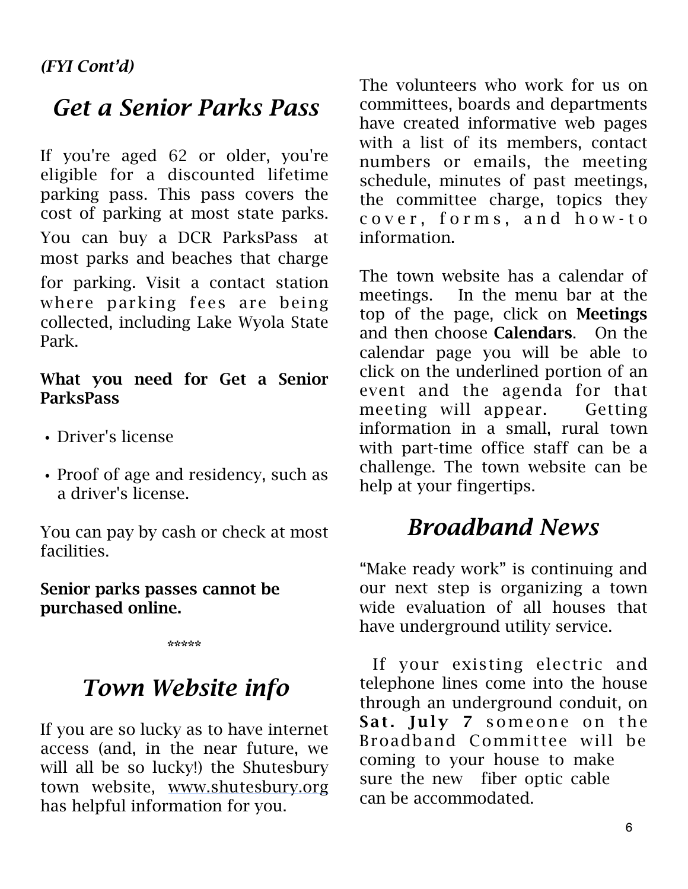*(FYI Cont'd)*

## *Get a Senior Parks Pass*

If you're aged 62 or older, you're eligible for a discounted lifetime parking pass. This pass covers the cost of parking at most state parks. You can buy a DCR ParksPass at most parks and beaches that charge for parking. Visit a contact station where parking fees are being collected, including Lake Wyola State Park.

**What you need for Get a Senior ParksPass**

- Driver's license
- Proof of age and residency, such as a driver's license.

You can pay by cash or check at most facilities.

**Senior parks passes cannot be purchased online.**

*****

## *Town Website info*

If you are so lucky as to have internet access (and, in the near future, we will all be so lucky!) the Shutesbury town website, www.shutesbury.org has helpful information for you.

The volunteers who work for us on committees, boards and departments have created informative web pages with a list of its members, contact numbers or emails, the meeting schedule, minutes of past meetings, the committee charge, topics they cover, forms, and how-to information.

The town website has a calendar of meetings. In the menu bar at the top of the page, click on **Meetings** and then choose **Calendars**. On the calendar page you will be able to click on the underlined portion of an event and the agenda for that meeting will appear. Getting information in a small, rural town with part-time office staff can be a challenge. The town website can be help at your fingertips.

## *Broadband News*

"Make ready work" is continuing and our next step is organizing a town wide evaluation of all houses that have underground utility service.

If your existing electric and telephone lines come into the house through an underground conduit, on **Sat. July 7** someone on the Broadband Committee will be coming to your house to make sure the new fiber optic cable can be accommodated.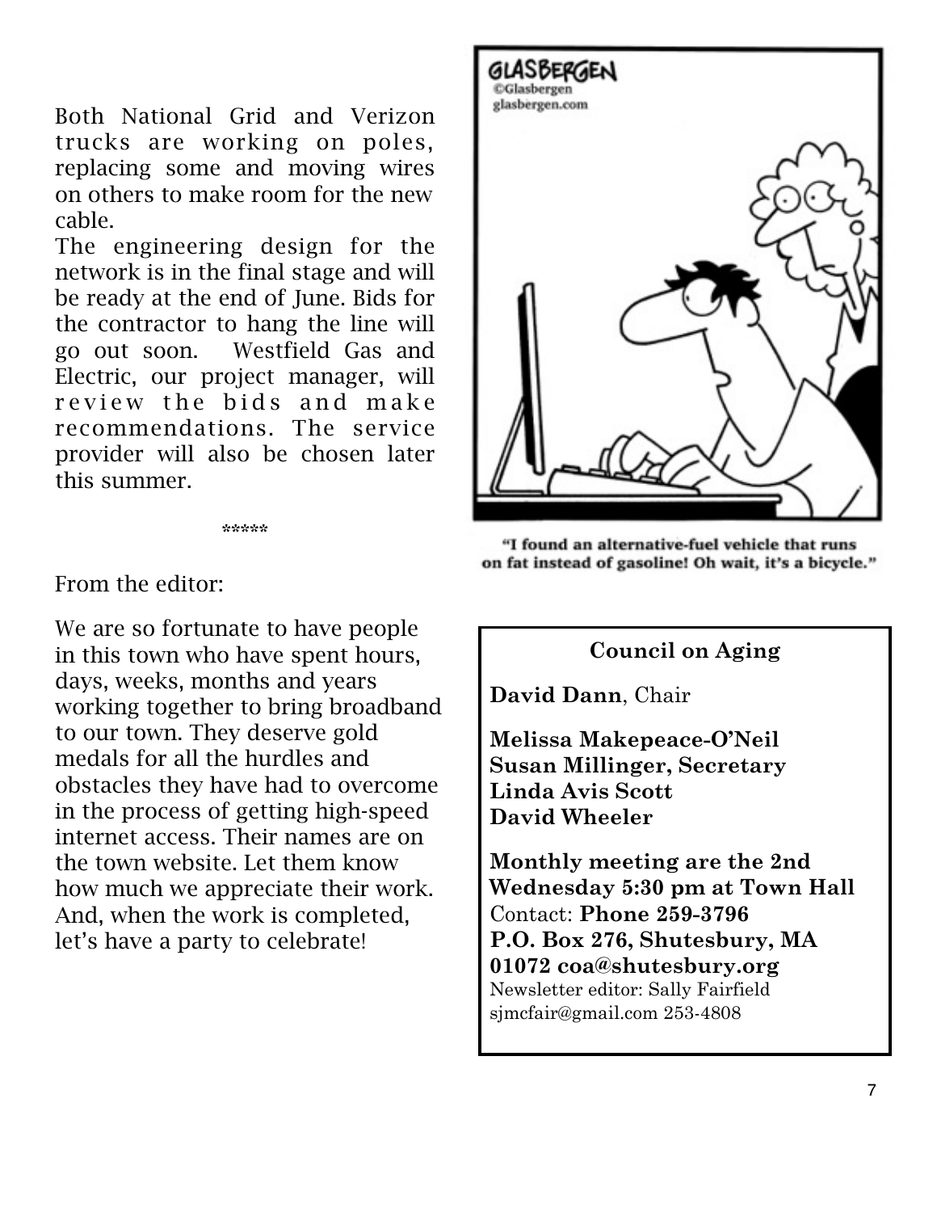Both National Grid and Verizon trucks are working on poles, replacing some and moving wires on others to make room for the new cable.

The engineering design for the network is in the final stage and will be ready at the end of June. Bids for the contractor to hang the line will go out soon. Westfield Gas and Electric, our project manager, will review the bids and make recommendations. The service provider will also be chosen later this summer.

*****

From the editor:

We are so fortunate to have people in this town who have spent hours, days, weeks, months and years working together to bring broadband to our town. They deserve gold medals for all the hurdles and obstacles they have had to overcome in the process of getting high-speed internet access. Their names are on the town website. Let them know how much we appreciate their work. And, when the work is completed, let's have a party to celebrate!

"I found an alternative-fuel vehicle that runs on fat instead of gasoline! Oh wait, it's a bicycle."

**Council on Aging**

**David Dann**, Chair

**Melissa Makepeace-O'Neil**
**Susan Millinger, Secretary**
**Linda Avis Scott**
**David Wheeler**

**Monthly meeting are the 2nd Wednesday 5:30 pm at Town Hall**
Contact: **Phone 259-3796**
**P.O. Box 276, Shutesbury, MA 01072 coa@shutesbury.org**
Newsletter editor: Sally Fairfield
sjmcfair@gmail.com 253-4808